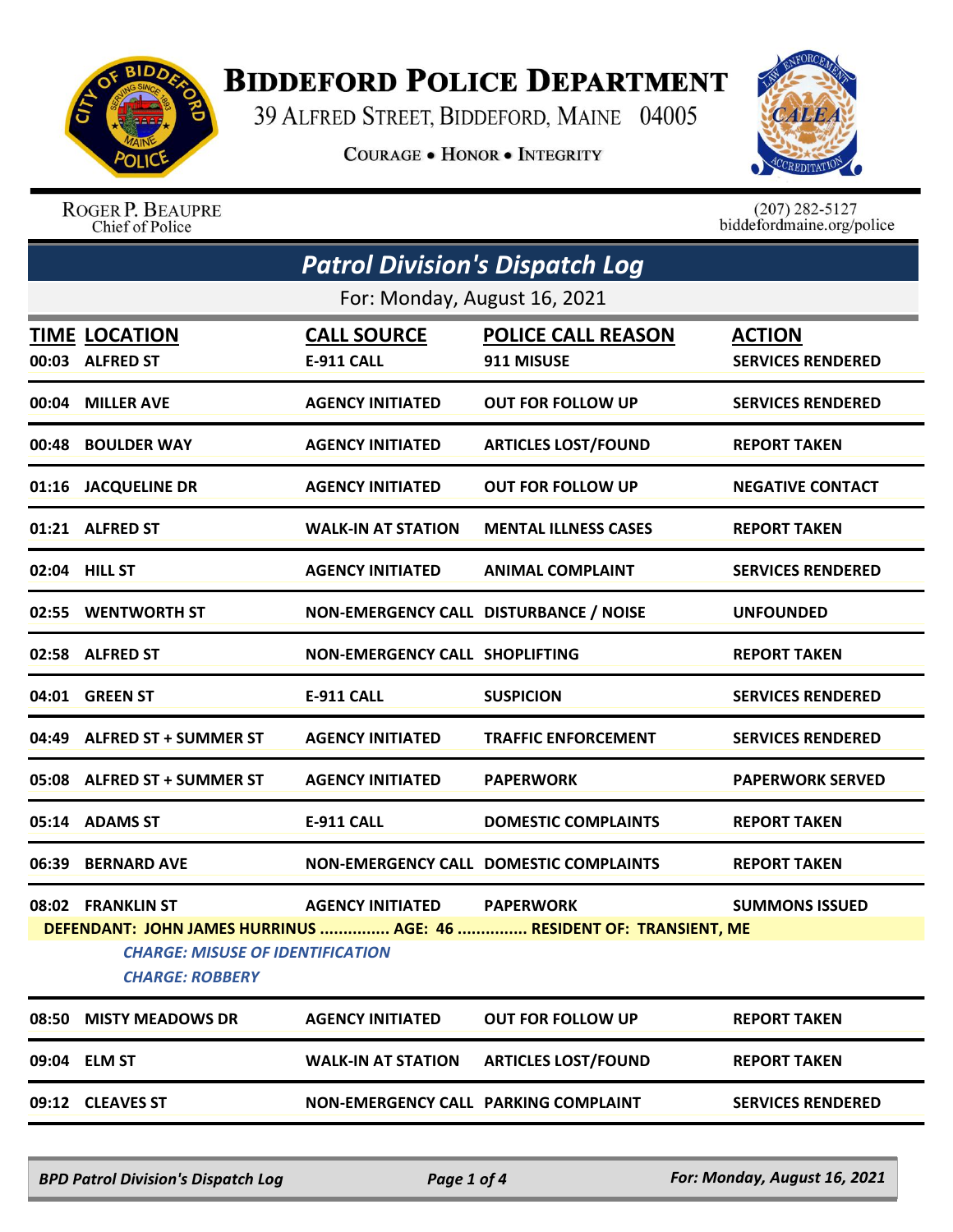# BIDDEFORD POLICE DEPARTMENT

39 ALFRED STREET, BIDDEFORD, MAINE 04005

COURAGE • HONOR • INTEGRITY

ROGER P. BEAUPRE
Chief of Police

(207) 282-5127
biddefordmaine.org/police

## *Patrol Division's Dispatch Log*

For: Monday, August 16, 2021

| TIME | LOCATION | CALL SOURCE | POLICE CALL REASON | ACTION |
|---|---|---|---|---|
| 00:03 | ALFRED ST | E-911 CALL | 911 MISUSE | SERVICES RENDERED |
| 00:04 | MILLER AVE | AGENCY INITIATED | OUT FOR FOLLOW UP | SERVICES RENDERED |
| 00:48 | BOULDER WAY | AGENCY INITIATED | ARTICLES LOST/FOUND | REPORT TAKEN |
| 01:16 | JACQUELINE DR | AGENCY INITIATED | OUT FOR FOLLOW UP | NEGATIVE CONTACT |
| 01:21 | ALFRED ST | WALK-IN AT STATION | MENTAL ILLNESS CASES | REPORT TAKEN |
| 02:04 | HILL ST | AGENCY INITIATED | ANIMAL COMPLAINT | SERVICES RENDERED |
| 02:55 | WENTWORTH ST | NON-EMERGENCY CALL | DISTURBANCE / NOISE | UNFOUNDED |
| 02:58 | ALFRED ST | NON-EMERGENCY CALL | SHOPLIFTING | REPORT TAKEN |
| 04:01 | GREEN ST | E-911 CALL | SUSPICION | SERVICES RENDERED |
| 04:49 | ALFRED ST + SUMMER ST | AGENCY INITIATED | TRAFFIC ENFORCEMENT | SERVICES RENDERED |
| 05:08 | ALFRED ST + SUMMER ST | AGENCY INITIATED | PAPERWORK | PAPERWORK SERVED |
| 05:14 | ADAMS ST | E-911 CALL | DOMESTIC COMPLAINTS | REPORT TAKEN |
| 06:39 | BERNARD AVE | NON-EMERGENCY CALL | DOMESTIC COMPLAINTS | REPORT TAKEN |
| 08:02 | FRANKLIN ST | AGENCY INITIATED | PAPERWORK | SUMMONS ISSUED |

**DEFENDANT: JOHN JAMES HURRINUS ............... AGE: 46 ............... RESIDENT OF: TRANSIENT, ME**

*CHARGE: MISUSE OF IDENTIFICATION*

*CHARGE: ROBBERY*

| TIME | LOCATION | CALL SOURCE | POLICE CALL REASON | ACTION |
|---|---|---|---|---|
| 08:50 | MISTY MEADOWS DR | AGENCY INITIATED | OUT FOR FOLLOW UP | REPORT TAKEN |
| 09:04 | ELM ST | WALK-IN AT STATION | ARTICLES LOST/FOUND | REPORT TAKEN |
| 09:12 | CLEAVES ST | NON-EMERGENCY CALL | PARKING COMPLAINT | SERVICES RENDERED |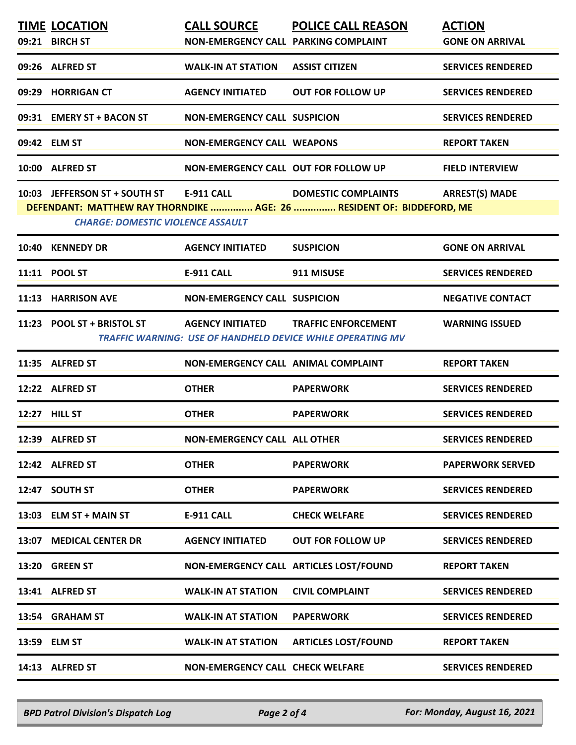| TIME | LOCATION | CALL SOURCE | POLICE CALL REASON | ACTION |
|---|---|---|---|---|
| 09:21 | BIRCH ST | NON-EMERGENCY CALL | PARKING COMPLAINT | GONE ON ARRIVAL |
| 09:26 | ALFRED ST | WALK-IN AT STATION | ASSIST CITIZEN | SERVICES RENDERED |
| 09:29 | HORRIGAN CT | AGENCY INITIATED | OUT FOR FOLLOW UP | SERVICES RENDERED |
| 09:31 | EMERY ST + BACON ST | NON-EMERGENCY CALL | SUSPICION | SERVICES RENDERED |
| 09:42 | ELM ST | NON-EMERGENCY CALL | WEAPONS | REPORT TAKEN |
| 10:00 | ALFRED ST | NON-EMERGENCY CALL | OUT FOR FOLLOW UP | FIELD INTERVIEW |
| 10:03 | JEFFERSON ST + SOUTH ST | E-911 CALL | DOMESTIC COMPLAINTS | ARREST(S) MADE |
| | DEFENDANT: MATTHEW RAY THORNDIKE ............... AGE: 26 ............... RESIDENT OF: BIDDEFORD, ME | | | |
| | *CHARGE: DOMESTIC VIOLENCE ASSAULT* | | | |
| 10:40 | KENNEDY DR | AGENCY INITIATED | SUSPICION | GONE ON ARRIVAL |
| 11:11 | POOL ST | E-911 CALL | 911 MISUSE | SERVICES RENDERED |
| 11:13 | HARRISON AVE | NON-EMERGENCY CALL | SUSPICION | NEGATIVE CONTACT |
| 11:23 | POOL ST + BRISTOL ST | AGENCY INITIATED | TRAFFIC ENFORCEMENT | WARNING ISSUED |
| | | *TRAFFIC WARNING: USE OF HANDHELD DEVICE WHILE OPERATING MV* | | |
| 11:35 | ALFRED ST | NON-EMERGENCY CALL | ANIMAL COMPLAINT | REPORT TAKEN |
| 12:22 | ALFRED ST | OTHER | PAPERWORK | SERVICES RENDERED |
| 12:27 | HILL ST | OTHER | PAPERWORK | SERVICES RENDERED |
| 12:39 | ALFRED ST | NON-EMERGENCY CALL | ALL OTHER | SERVICES RENDERED |
| 12:42 | ALFRED ST | OTHER | PAPERWORK | PAPERWORK SERVED |
| 12:47 | SOUTH ST | OTHER | PAPERWORK | SERVICES RENDERED |
| 13:03 | ELM ST + MAIN ST | E-911 CALL | CHECK WELFARE | SERVICES RENDERED |
| 13:07 | MEDICAL CENTER DR | AGENCY INITIATED | OUT FOR FOLLOW UP | SERVICES RENDERED |
| 13:20 | GREEN ST | NON-EMERGENCY CALL | ARTICLES LOST/FOUND | REPORT TAKEN |
| 13:41 | ALFRED ST | WALK-IN AT STATION | CIVIL COMPLAINT | SERVICES RENDERED |
| 13:54 | GRAHAM ST | WALK-IN AT STATION | PAPERWORK | SERVICES RENDERED |
| 13:59 | ELM ST | WALK-IN AT STATION | ARTICLES LOST/FOUND | REPORT TAKEN |
| 14:13 | ALFRED ST | NON-EMERGENCY CALL | CHECK WELFARE | SERVICES RENDERED |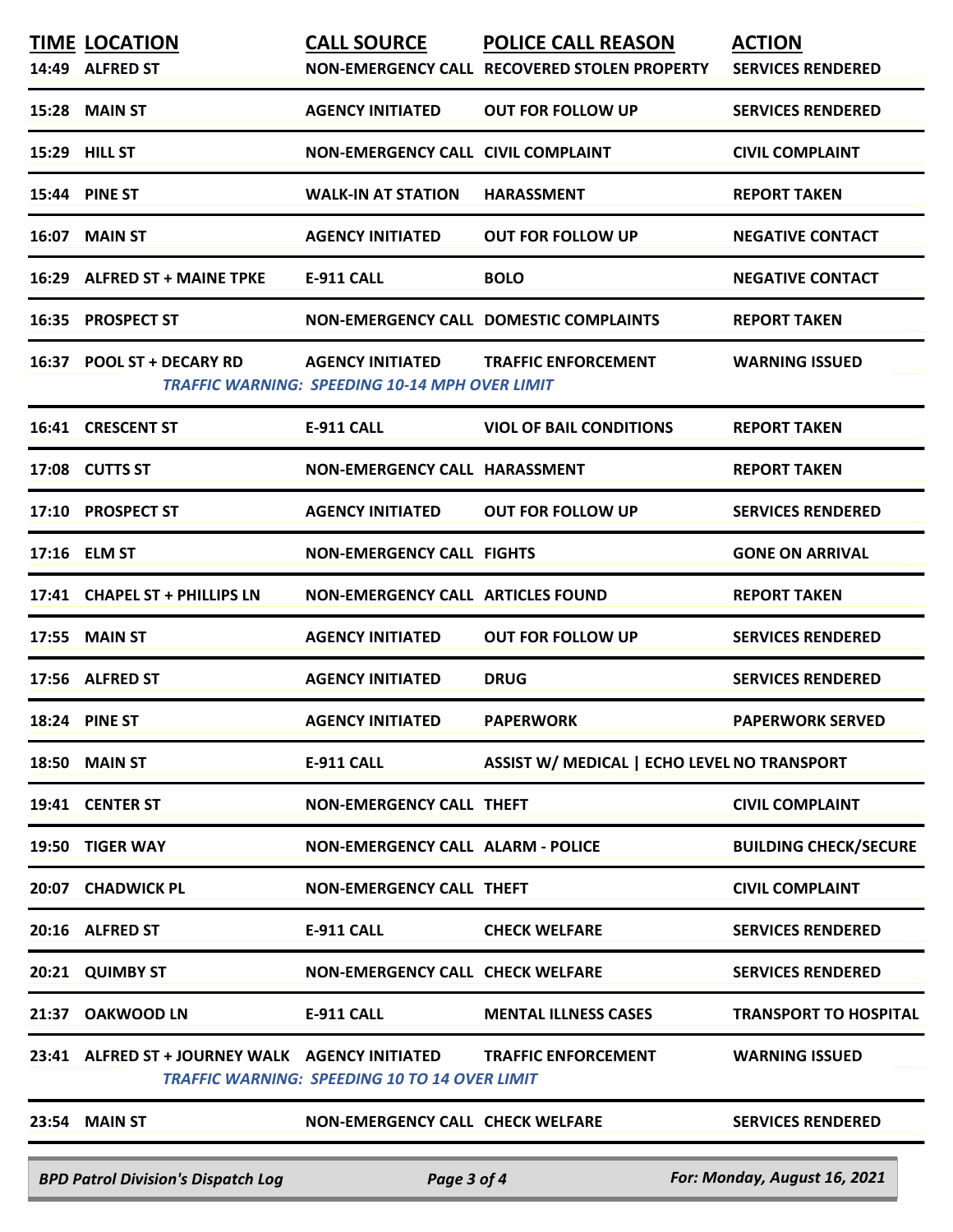| TIME | LOCATION | CALL SOURCE | POLICE CALL REASON | ACTION |
|---|---|---|---|---|
| 14:49 | ALFRED ST | NON-EMERGENCY CALL | RECOVERED STOLEN PROPERTY | SERVICES RENDERED |
| 15:28 | MAIN ST | AGENCY INITIATED | OUT FOR FOLLOW UP | SERVICES RENDERED |
| 15:29 | HILL ST | NON-EMERGENCY CALL | CIVIL COMPLAINT | CIVIL COMPLAINT |
| 15:44 | PINE ST | WALK-IN AT STATION | HARASSMENT | REPORT TAKEN |
| 16:07 | MAIN ST | AGENCY INITIATED | OUT FOR FOLLOW UP | NEGATIVE CONTACT |
| 16:29 | ALFRED ST + MAINE TPKE | E-911 CALL | BOLO | NEGATIVE CONTACT |
| 16:35 | PROSPECT ST | NON-EMERGENCY CALL | DOMESTIC COMPLAINTS | REPORT TAKEN |
| 16:37 | POOL ST + DECARY RD | AGENCY INITIATED | TRAFFIC ENFORCEMENT | WARNING ISSUED |
| | | *TRAFFIC WARNING: SPEEDING 10-14 MPH OVER LIMIT* | | |
| 16:41 | CRESCENT ST | E-911 CALL | VIOL OF BAIL CONDITIONS | REPORT TAKEN |
| 17:08 | CUTTS ST | NON-EMERGENCY CALL | HARASSMENT | REPORT TAKEN |
| 17:10 | PROSPECT ST | AGENCY INITIATED | OUT FOR FOLLOW UP | SERVICES RENDERED |
| 17:16 | ELM ST | NON-EMERGENCY CALL | FIGHTS | GONE ON ARRIVAL |
| 17:41 | CHAPEL ST + PHILLIPS LN | NON-EMERGENCY CALL | ARTICLES FOUND | REPORT TAKEN |
| 17:55 | MAIN ST | AGENCY INITIATED | OUT FOR FOLLOW UP | SERVICES RENDERED |
| 17:56 | ALFRED ST | AGENCY INITIATED | DRUG | SERVICES RENDERED |
| 18:24 | PINE ST | AGENCY INITIATED | PAPERWORK | PAPERWORK SERVED |
| 18:50 | MAIN ST | E-911 CALL | ASSIST W/ MEDICAL \| ECHO LEVEL | NO TRANSPORT |
| 19:41 | CENTER ST | NON-EMERGENCY CALL | THEFT | CIVIL COMPLAINT |
| 19:50 | TIGER WAY | NON-EMERGENCY CALL | ALARM - POLICE | BUILDING CHECK/SECURE |
| 20:07 | CHADWICK PL | NON-EMERGENCY CALL | THEFT | CIVIL COMPLAINT |
| 20:16 | ALFRED ST | E-911 CALL | CHECK WELFARE | SERVICES RENDERED |
| 20:21 | QUIMBY ST | NON-EMERGENCY CALL | CHECK WELFARE | SERVICES RENDERED |
| 21:37 | OAKWOOD LN | E-911 CALL | MENTAL ILLNESS CASES | TRANSPORT TO HOSPITAL |
| 23:41 | ALFRED ST + JOURNEY WALK | AGENCY INITIATED | TRAFFIC ENFORCEMENT | WARNING ISSUED |
| | | *TRAFFIC WARNING: SPEEDING 10 TO 14 OVER LIMIT* | | |
| 23:54 | MAIN ST | NON-EMERGENCY CALL | CHECK WELFARE | SERVICES RENDERED |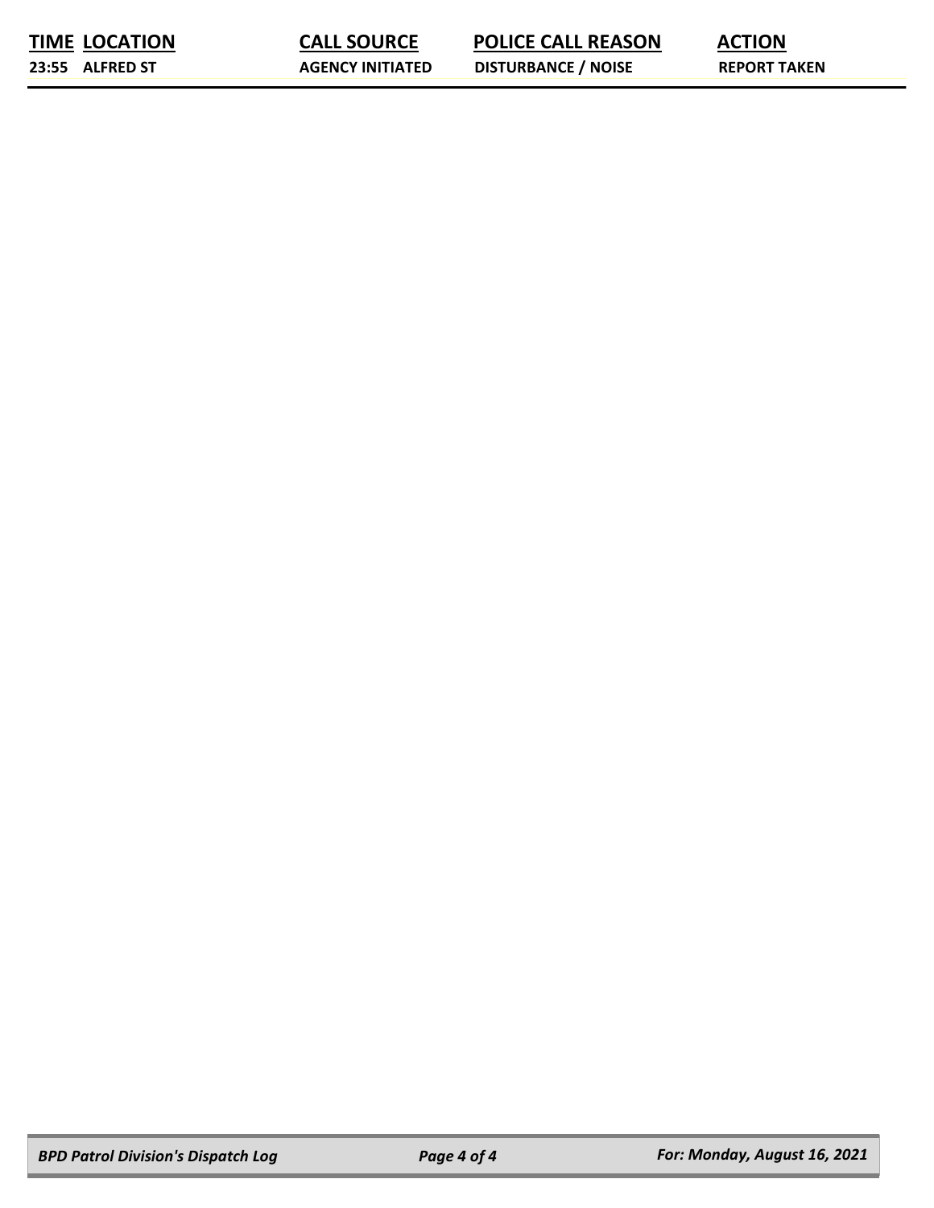| TIME | LOCATION | CALL SOURCE | POLICE CALL REASON | ACTION |
|---|---|---|---|---|
| 23:55 | ALFRED ST | AGENCY INITIATED | DISTURBANCE / NOISE | REPORT TAKEN |